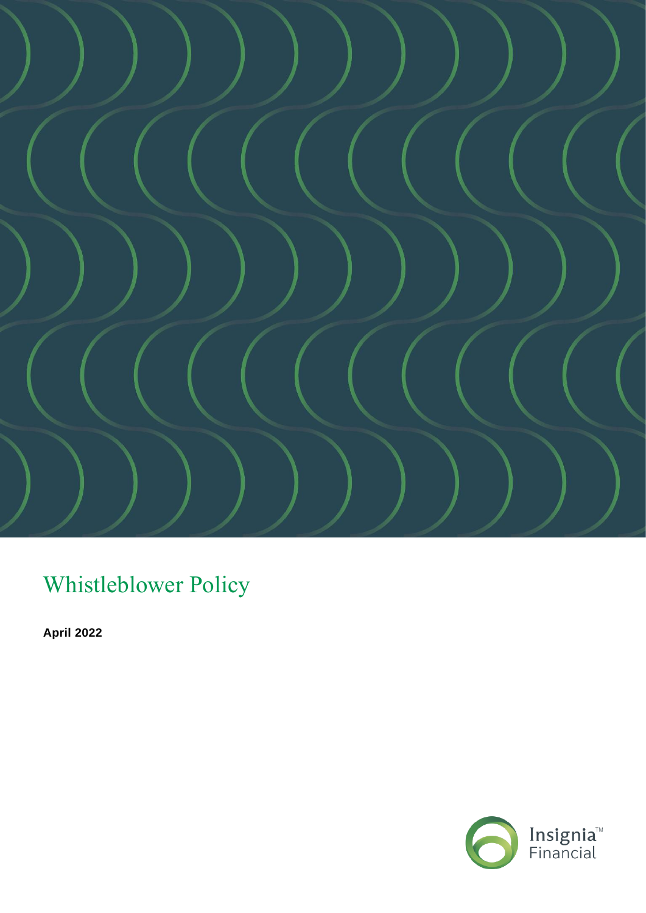# Whistleblower Policy

**April 2022**

Insignia™ Financial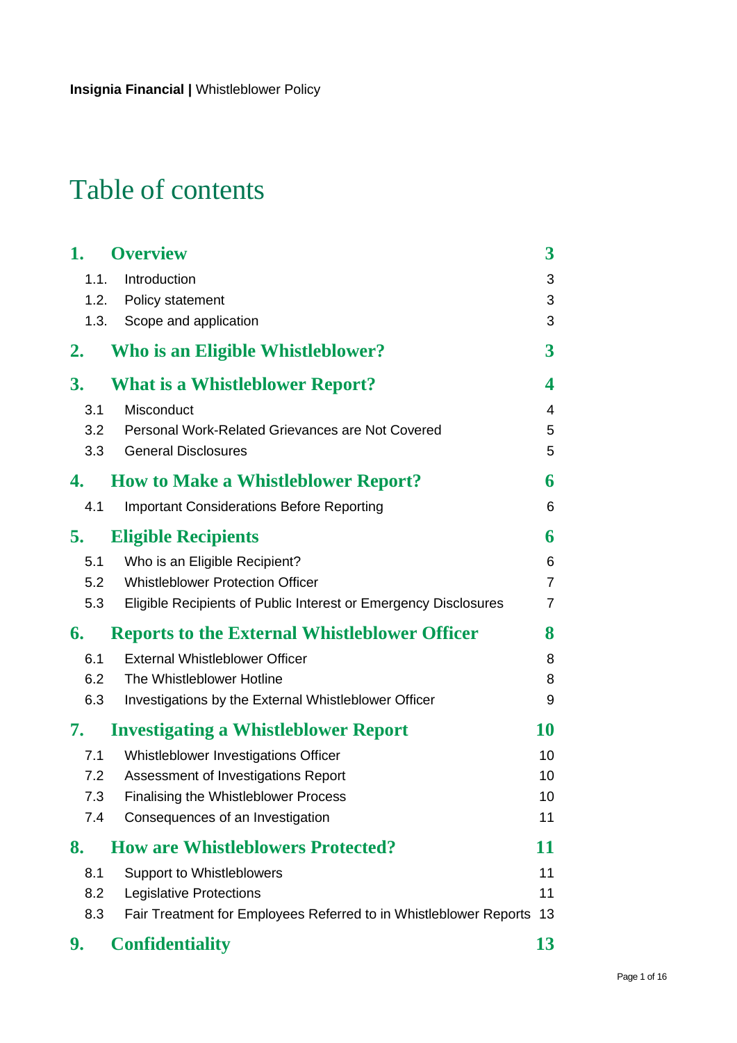# Table of contents

| | | |
|---|---|---|
| **1.** | **Overview** | **3** |
| 1.1. | Introduction | 3 |
| 1.2. | Policy statement | 3 |
| 1.3. | Scope and application | 3 |
| **2.** | **Who is an Eligible Whistleblower?** | **3** |
| **3.** | **What is a Whistleblower Report?** | **4** |
| 3.1 | Misconduct | 4 |
| 3.2 | Personal Work-Related Grievances are Not Covered | 5 |
| 3.3 | General Disclosures | 5 |
| **4.** | **How to Make a Whistleblower Report?** | **6** |
| 4.1 | Important Considerations Before Reporting | 6 |
| **5.** | **Eligible Recipients** | **6** |
| 5.1 | Who is an Eligible Recipient? | 6 |
| 5.2 | Whistleblower Protection Officer | 7 |
| 5.3 | Eligible Recipients of Public Interest or Emergency Disclosures | 7 |
| **6.** | **Reports to the External Whistleblower Officer** | **8** |
| 6.1 | External Whistleblower Officer | 8 |
| 6.2 | The Whistleblower Hotline | 8 |
| 6.3 | Investigations by the External Whistleblower Officer | 9 |
| **7.** | **Investigating a Whistleblower Report** | **10** |
| 7.1 | Whistleblower Investigations Officer | 10 |
| 7.2 | Assessment of Investigations Report | 10 |
| 7.3 | Finalising the Whistleblower Process | 10 |
| 7.4 | Consequences of an Investigation | 11 |
| **8.** | **How are Whistleblowers Protected?** | **11** |
| 8.1 | Support to Whistleblowers | 11 |
| 8.2 | Legislative Protections | 11 |
| 8.3 | Fair Treatment for Employees Referred to in Whistleblower Reports | 13 |
| **9.** | **Confidentiality** | **13** |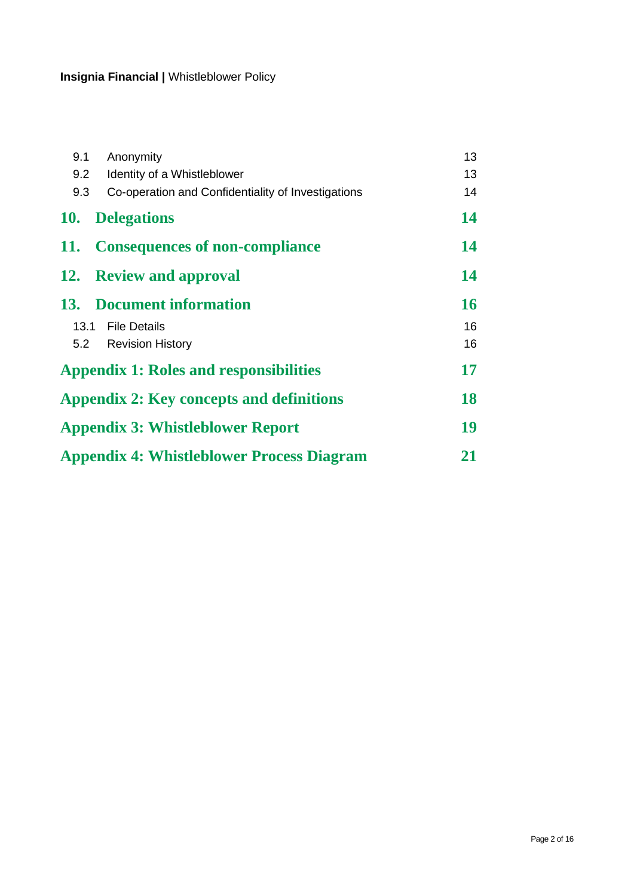| | | |
|---|---|---|
| 9.1 | Anonymity | 13 |
| 9.2 | Identity of a Whistleblower | 13 |
| 9.3 | Co-operation and Confidentiality of Investigations | 14 |
| **10.** | **Delegations** | **14** |
| **11.** | **Consequences of non-compliance** | **14** |
| **12.** | **Review and approval** | **14** |
| **13.** | **Document information** | **16** |
| 13.1 | File Details | 16 |
| 5.2 | Revision History | 16 |
| **Appendix 1: Roles and responsibilities** | | **17** |
| **Appendix 2: Key concepts and definitions** | | **18** |
| **Appendix 3: Whistleblower Report** | | **19** |
| **Appendix 4: Whistleblower Process Diagram** | | **21** |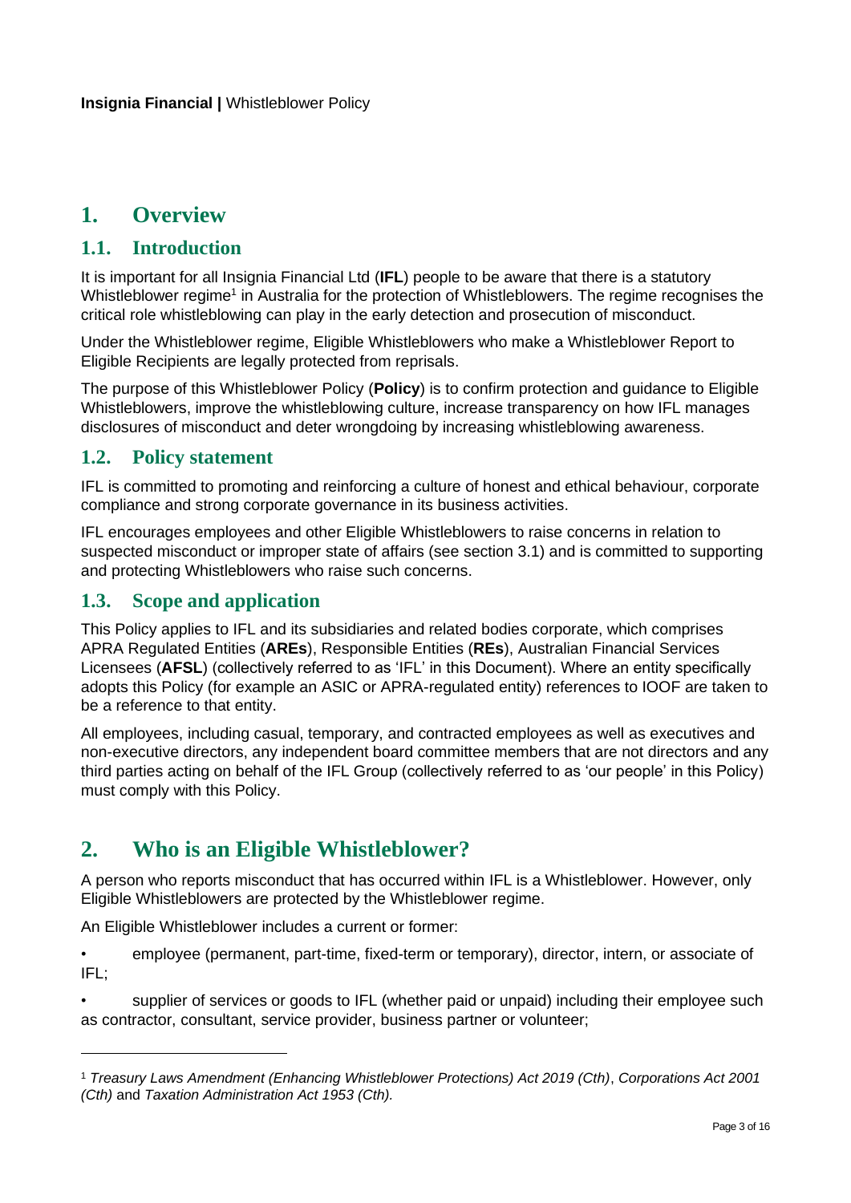## 1. Overview

### 1.1. Introduction

It is important for all Insignia Financial Ltd (**IFL**) people to be aware that there is a statutory Whistleblower regime[1] in Australia for the protection of Whistleblowers. The regime recognises the critical role whistleblowing can play in the early detection and prosecution of misconduct.

Under the Whistleblower regime, Eligible Whistleblowers who make a Whistleblower Report to Eligible Recipients are legally protected from reprisals.

The purpose of this Whistleblower Policy (**Policy**) is to confirm protection and guidance to Eligible Whistleblowers, improve the whistleblowing culture, increase transparency on how IFL manages disclosures of misconduct and deter wrongdoing by increasing whistleblowing awareness.

### 1.2. Policy statement

IFL is committed to promoting and reinforcing a culture of honest and ethical behaviour, corporate compliance and strong corporate governance in its business activities.

IFL encourages employees and other Eligible Whistleblowers to raise concerns in relation to suspected misconduct or improper state of affairs (see section 3.1) and is committed to supporting and protecting Whistleblowers who raise such concerns.

### 1.3. Scope and application

This Policy applies to IFL and its subsidiaries and related bodies corporate, which comprises APRA Regulated Entities (**AREs**), Responsible Entities (**REs**), Australian Financial Services Licensees (**AFSL**) (collectively referred to as 'IFL' in this Document). Where an entity specifically adopts this Policy (for example an ASIC or APRA-regulated entity) references to IOOF are taken to be a reference to that entity.

All employees, including casual, temporary, and contracted employees as well as executives and non-executive directors, any independent board committee members that are not directors and any third parties acting on behalf of the IFL Group (collectively referred to as 'our people' in this Policy) must comply with this Policy.

## 2. Who is an Eligible Whistleblower?

A person who reports misconduct that has occurred within IFL is a Whistleblower. However, only Eligible Whistleblowers are protected by the Whistleblower regime.

An Eligible Whistleblower includes a current or former:

- employee (permanent, part-time, fixed-term or temporary), director, intern, or associate of IFL;
- supplier of services or goods to IFL (whether paid or unpaid) including their employee such as contractor, consultant, service provider, business partner or volunteer;

---

[1] *Treasury Laws Amendment (Enhancing Whistleblower Protections) Act 2019 (Cth)*, *Corporations Act 2001 (Cth)* and *Taxation Administration Act 1953 (Cth).*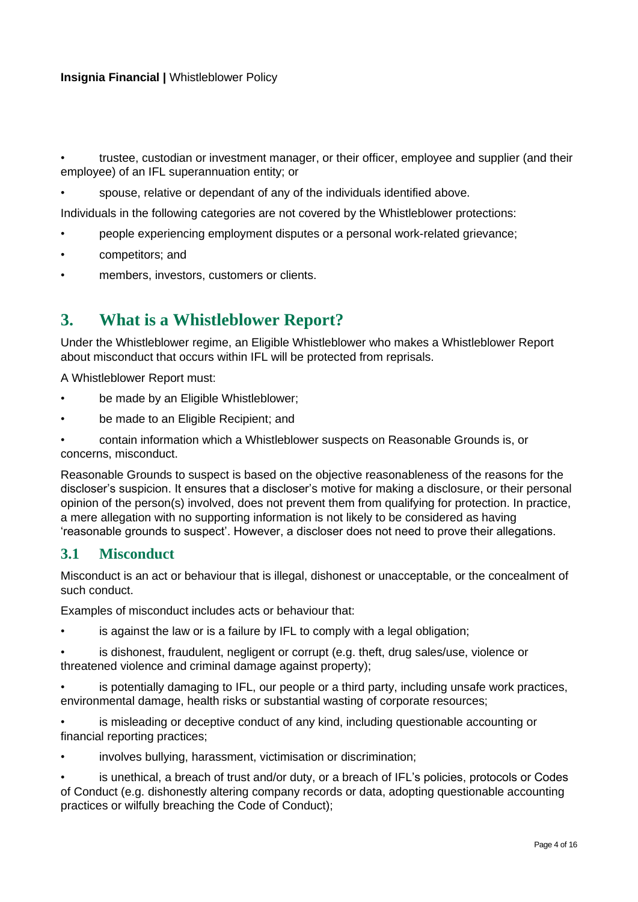- trustee, custodian or investment manager, or their officer, employee and supplier (and their employee) of an IFL superannuation entity; or
- spouse, relative or dependant of any of the individuals identified above.

Individuals in the following categories are not covered by the Whistleblower protections:

- people experiencing employment disputes or a personal work-related grievance;
- competitors; and
- members, investors, customers or clients.

# 3. What is a Whistleblower Report?

Under the Whistleblower regime, an Eligible Whistleblower who makes a Whistleblower Report about misconduct that occurs within IFL will be protected from reprisals.

A Whistleblower Report must:

- be made by an Eligible Whistleblower;
- be made to an Eligible Recipient; and
- contain information which a Whistleblower suspects on Reasonable Grounds is, or concerns, misconduct.

Reasonable Grounds to suspect is based on the objective reasonableness of the reasons for the discloser's suspicion. It ensures that a discloser's motive for making a disclosure, or their personal opinion of the person(s) involved, does not prevent them from qualifying for protection. In practice, a mere allegation with no supporting information is not likely to be considered as having 'reasonable grounds to suspect'. However, a discloser does not need to prove their allegations.

## 3.1 Misconduct

Misconduct is an act or behaviour that is illegal, dishonest or unacceptable, or the concealment of such conduct.

Examples of misconduct includes acts or behaviour that:

- is against the law or is a failure by IFL to comply with a legal obligation;
- is dishonest, fraudulent, negligent or corrupt (e.g. theft, drug sales/use, violence or threatened violence and criminal damage against property);
- is potentially damaging to IFL, our people or a third party, including unsafe work practices, environmental damage, health risks or substantial wasting of corporate resources;
- is misleading or deceptive conduct of any kind, including questionable accounting or financial reporting practices;
- involves bullying, harassment, victimisation or discrimination;
- is unethical, a breach of trust and/or duty, or a breach of IFL's policies, protocols or Codes of Conduct (e.g. dishonestly altering company records or data, adopting questionable accounting practices or wilfully breaching the Code of Conduct);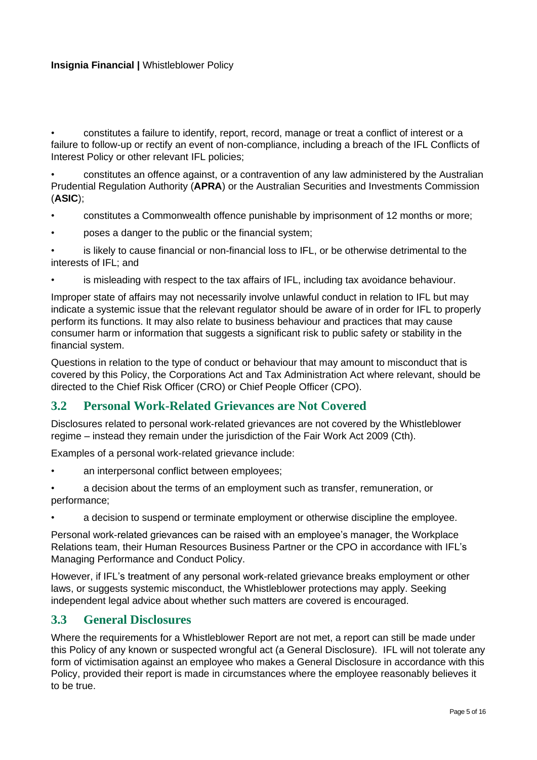- constitutes a failure to identify, report, record, manage or treat a conflict of interest or a failure to follow-up or rectify an event of non-compliance, including a breach of the IFL Conflicts of Interest Policy or other relevant IFL policies;
- constitutes an offence against, or a contravention of any law administered by the Australian Prudential Regulation Authority (**APRA**) or the Australian Securities and Investments Commission (**ASIC**);
- constitutes a Commonwealth offence punishable by imprisonment of 12 months or more;
- poses a danger to the public or the financial system;
- is likely to cause financial or non-financial loss to IFL, or be otherwise detrimental to the interests of IFL; and
- is misleading with respect to the tax affairs of IFL, including tax avoidance behaviour.

Improper state of affairs may not necessarily involve unlawful conduct in relation to IFL but may indicate a systemic issue that the relevant regulator should be aware of in order for IFL to properly perform its functions. It may also relate to business behaviour and practices that may cause consumer harm or information that suggests a significant risk to public safety or stability in the financial system.

Questions in relation to the type of conduct or behaviour that may amount to misconduct that is covered by this Policy, the Corporations Act and Tax Administration Act where relevant, should be directed to the Chief Risk Officer (CRO) or Chief People Officer (CPO).

## 3.2 Personal Work-Related Grievances are Not Covered

Disclosures related to personal work-related grievances are not covered by the Whistleblower regime – instead they remain under the jurisdiction of the Fair Work Act 2009 (Cth).

Examples of a personal work-related grievance include:

- an interpersonal conflict between employees;
- a decision about the terms of an employment such as transfer, remuneration, or performance;
- a decision to suspend or terminate employment or otherwise discipline the employee.

Personal work-related grievances can be raised with an employee's manager, the Workplace Relations team, their Human Resources Business Partner or the CPO in accordance with IFL's Managing Performance and Conduct Policy.

However, if IFL's treatment of any personal work-related grievance breaks employment or other laws, or suggests systemic misconduct, the Whistleblower protections may apply. Seeking independent legal advice about whether such matters are covered is encouraged.

## 3.3 General Disclosures

Where the requirements for a Whistleblower Report are not met, a report can still be made under this Policy of any known or suspected wrongful act (a General Disclosure). IFL will not tolerate any form of victimisation against an employee who makes a General Disclosure in accordance with this Policy, provided their report is made in circumstances where the employee reasonably believes it to be true.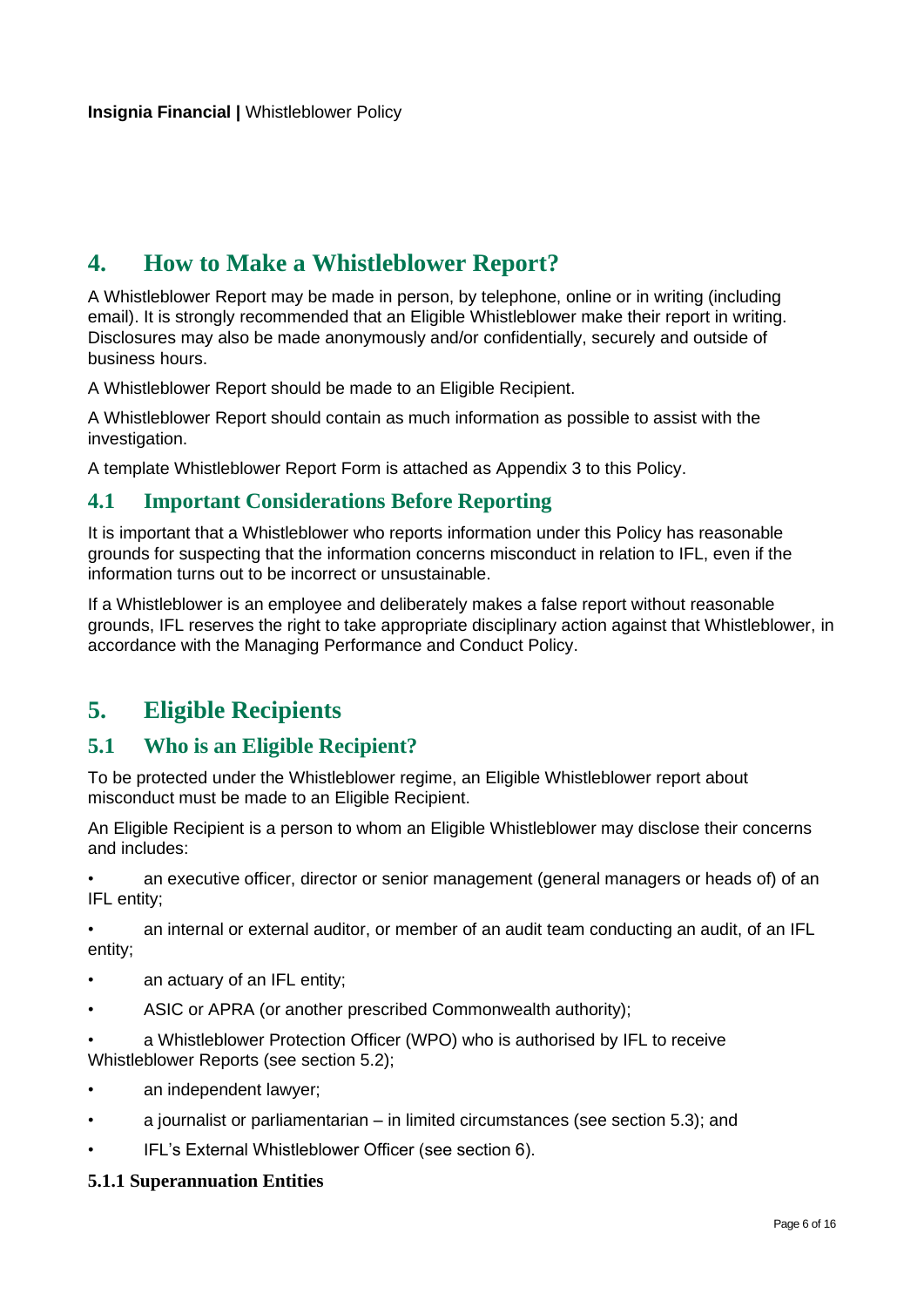## 4. How to Make a Whistleblower Report?

A Whistleblower Report may be made in person, by telephone, online or in writing (including email). It is strongly recommended that an Eligible Whistleblower make their report in writing. Disclosures may also be made anonymously and/or confidentially, securely and outside of business hours.

A Whistleblower Report should be made to an Eligible Recipient.

A Whistleblower Report should contain as much information as possible to assist with the investigation.

A template Whistleblower Report Form is attached as Appendix 3 to this Policy.

### 4.1 Important Considerations Before Reporting

It is important that a Whistleblower who reports information under this Policy has reasonable grounds for suspecting that the information concerns misconduct in relation to IFL, even if the information turns out to be incorrect or unsustainable.

If a Whistleblower is an employee and deliberately makes a false report without reasonable grounds, IFL reserves the right to take appropriate disciplinary action against that Whistleblower, in accordance with the Managing Performance and Conduct Policy.

## 5. Eligible Recipients

### 5.1 Who is an Eligible Recipient?

To be protected under the Whistleblower regime, an Eligible Whistleblower report about misconduct must be made to an Eligible Recipient.

An Eligible Recipient is a person to whom an Eligible Whistleblower may disclose their concerns and includes:

- an executive officer, director or senior management (general managers or heads of) of an IFL entity;
- an internal or external auditor, or member of an audit team conducting an audit, of an IFL entity;
- an actuary of an IFL entity;
- ASIC or APRA (or another prescribed Commonwealth authority);
- a Whistleblower Protection Officer (WPO) who is authorised by IFL to receive Whistleblower Reports (see section 5.2);
- an independent lawyer;
- a journalist or parliamentarian – in limited circumstances (see section 5.3); and
- IFL's External Whistleblower Officer (see section 6).

#### 5.1.1 Superannuation Entities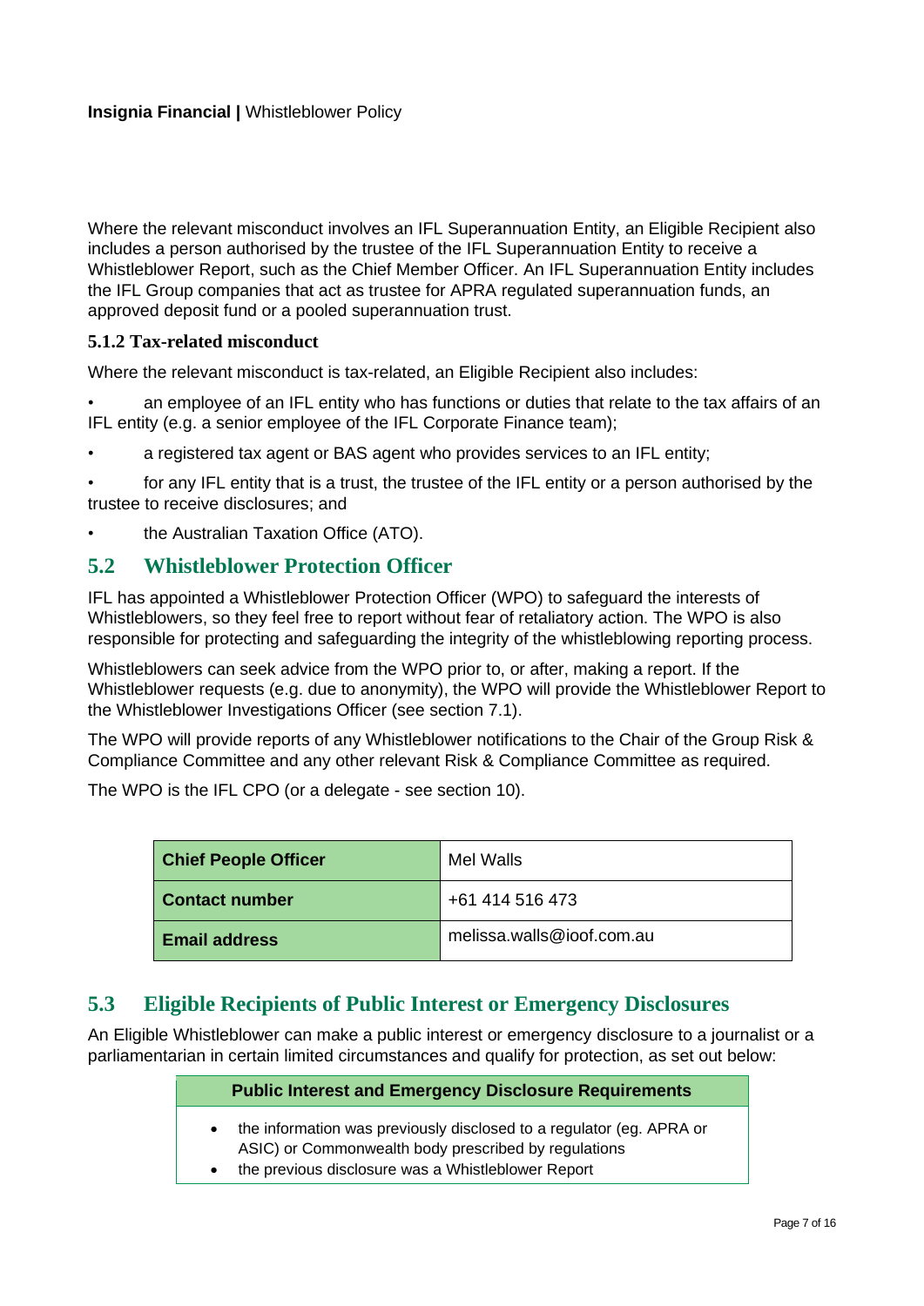Where the relevant misconduct involves an IFL Superannuation Entity, an Eligible Recipient also includes a person authorised by the trustee of the IFL Superannuation Entity to receive a Whistleblower Report, such as the Chief Member Officer. An IFL Superannuation Entity includes the IFL Group companies that act as trustee for APRA regulated superannuation funds, an approved deposit fund or a pooled superannuation trust.

### 5.1.2 Tax-related misconduct

Where the relevant misconduct is tax-related, an Eligible Recipient also includes:

- an employee of an IFL entity who has functions or duties that relate to the tax affairs of an IFL entity (e.g. a senior employee of the IFL Corporate Finance team);
- a registered tax agent or BAS agent who provides services to an IFL entity;
- for any IFL entity that is a trust, the trustee of the IFL entity or a person authorised by the trustee to receive disclosures; and
- the Australian Taxation Office (ATO).

## 5.2 Whistleblower Protection Officer

IFL has appointed a Whistleblower Protection Officer (WPO) to safeguard the interests of Whistleblowers, so they feel free to report without fear of retaliatory action. The WPO is also responsible for protecting and safeguarding the integrity of the whistleblowing reporting process.

Whistleblowers can seek advice from the WPO prior to, or after, making a report. If the Whistleblower requests (e.g. due to anonymity), the WPO will provide the Whistleblower Report to the Whistleblower Investigations Officer (see section 7.1).

The WPO will provide reports of any Whistleblower notifications to the Chair of the Group Risk & Compliance Committee and any other relevant Risk & Compliance Committee as required.

The WPO is the IFL CPO (or a delegate - see section 10).

| **Chief People Officer** | Mel Walls |
|---|---|
| **Contact number** | +61 414 516 473 |
| **Email address** | melissa.walls@ioof.com.au |

## 5.3 Eligible Recipients of Public Interest or Emergency Disclosures

An Eligible Whistleblower can make a public interest or emergency disclosure to a journalist or a parliamentarian in certain limited circumstances and qualify for protection, as set out below:

| **Public Interest and Emergency Disclosure Requirements** |
|---|
| • the information was previously disclosed to a regulator (eg. APRA or ASIC) or Commonwealth body prescribed by regulations<br>• the previous disclosure was a Whistleblower Report |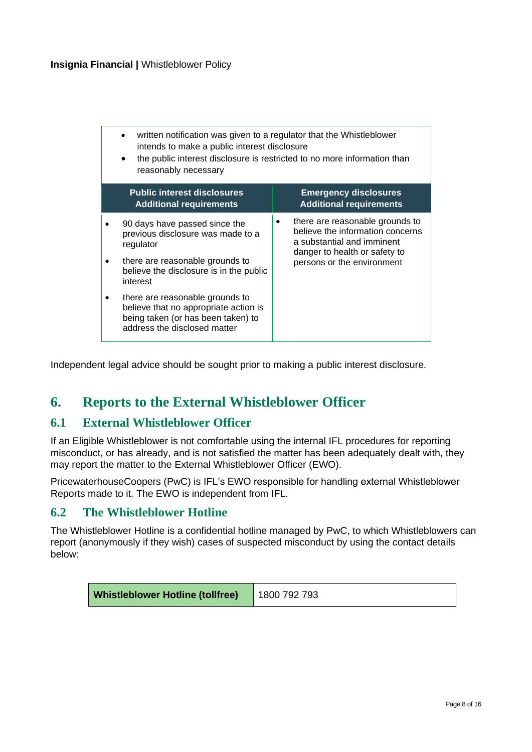| | |
|---|---|
| • written notification was given to a regulator that the Whistleblower intends to make a public interest disclosure<br>• the public interest disclosure is restricted to no more information than reasonably necessary | |
| **Public interest disclosures Additional requirements** | **Emergency disclosures Additional requirements** |
| • 90 days have passed since the previous disclosure was made to a regulator<br>• there are reasonable grounds to believe the disclosure is in the public interest<br>• there are reasonable grounds to believe that no appropriate action is being taken (or has been taken) to address the disclosed matter | • there are reasonable grounds to believe the information concerns a substantial and imminent danger to health or safety to persons or the environment |

Independent legal advice should be sought prior to making a public interest disclosure.

# 6. Reports to the External Whistleblower Officer

## 6.1 External Whistleblower Officer

If an Eligible Whistleblower is not comfortable using the internal IFL procedures for reporting misconduct, or has already, and is not satisfied the matter has been adequately dealt with, they may report the matter to the External Whistleblower Officer (EWO).

PricewaterhouseCoopers (PwC) is IFL's EWO responsible for handling external Whistleblower Reports made to it. The EWO is independent from IFL.

## 6.2 The Whistleblower Hotline

The Whistleblower Hotline is a confidential hotline managed by PwC, to which Whistleblowers can report (anonymously if they wish) cases of suspected misconduct by using the contact details below:

| **Whistleblower Hotline (tollfree)** | 1800 792 793 |
|---|---|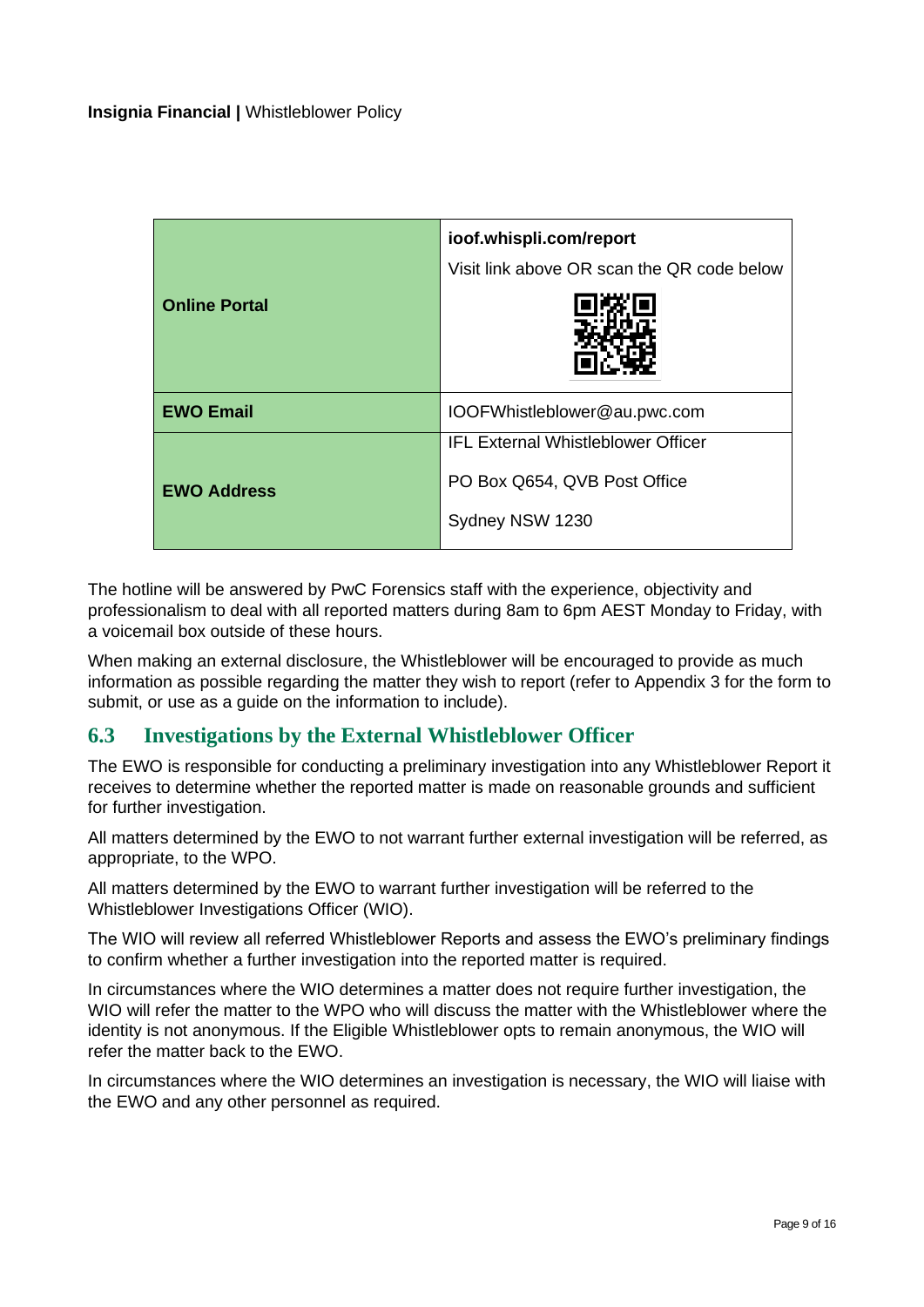| Online Portal | **ioof.whispli.com/report**<br>Visit link above OR scan the QR code below |
|---|---|
| **EWO Email** | IOOFWhistleblower@au.pwc.com |
| **EWO Address** | IFL External Whistleblower Officer<br>PO Box Q654, QVB Post Office<br>Sydney NSW 1230 |

The hotline will be answered by PwC Forensics staff with the experience, objectivity and professionalism to deal with all reported matters during 8am to 6pm AEST Monday to Friday, with a voicemail box outside of these hours.

When making an external disclosure, the Whistleblower will be encouraged to provide as much information as possible regarding the matter they wish to report (refer to Appendix 3 for the form to submit, or use as a guide on the information to include).

## 6.3 Investigations by the External Whistleblower Officer

The EWO is responsible for conducting a preliminary investigation into any Whistleblower Report it receives to determine whether the reported matter is made on reasonable grounds and sufficient for further investigation.

All matters determined by the EWO to not warrant further external investigation will be referred, as appropriate, to the WPO.

All matters determined by the EWO to warrant further investigation will be referred to the Whistleblower Investigations Officer (WIO).

The WIO will review all referred Whistleblower Reports and assess the EWO's preliminary findings to confirm whether a further investigation into the reported matter is required.

In circumstances where the WIO determines a matter does not require further investigation, the WIO will refer the matter to the WPO who will discuss the matter with the Whistleblower where the identity is not anonymous. If the Eligible Whistleblower opts to remain anonymous, the WIO will refer the matter back to the EWO.

In circumstances where the WIO determines an investigation is necessary, the WIO will liaise with the EWO and any other personnel as required.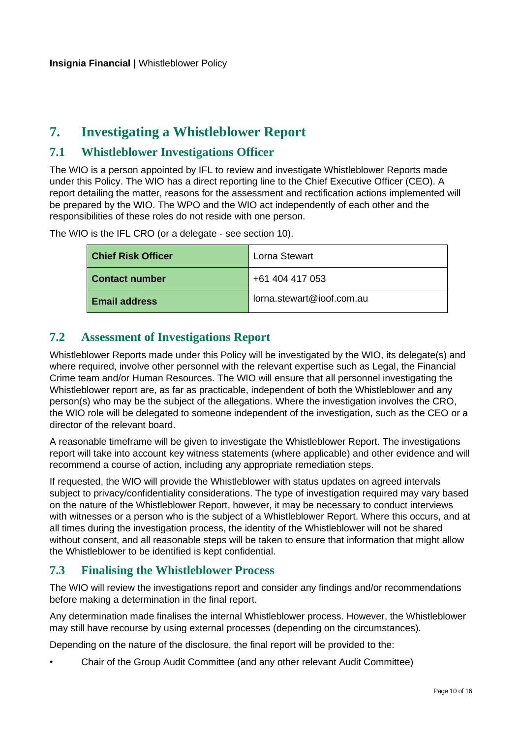## 7. Investigating a Whistleblower Report

### 7.1 Whistleblower Investigations Officer

The WIO is a person appointed by IFL to review and investigate Whistleblower Reports made under this Policy. The WIO has a direct reporting line to the Chief Executive Officer (CEO). A report detailing the matter, reasons for the assessment and rectification actions implemented will be prepared by the WIO. The WPO and the WIO act independently of each other and the responsibilities of these roles do not reside with one person.

The WIO is the IFL CRO (or a delegate - see section 10).

| **Chief Risk Officer** | Lorna Stewart |
|---|---|
| **Contact number** | +61 404 417 053 |
| **Email address** | lorna.stewart@ioof.com.au |

### 7.2 Assessment of Investigations Report

Whistleblower Reports made under this Policy will be investigated by the WIO, its delegate(s) and where required, involve other personnel with the relevant expertise such as Legal, the Financial Crime team and/or Human Resources. The WIO will ensure that all personnel investigating the Whistleblower report are, as far as practicable, independent of both the Whistleblower and any person(s) who may be the subject of the allegations. Where the investigation involves the CRO, the WIO role will be delegated to someone independent of the investigation, such as the CEO or a director of the relevant board.

A reasonable timeframe will be given to investigate the Whistleblower Report. The investigations report will take into account key witness statements (where applicable) and other evidence and will recommend a course of action, including any appropriate remediation steps.

If requested, the WIO will provide the Whistleblower with status updates on agreed intervals subject to privacy/confidentiality considerations. The type of investigation required may vary based on the nature of the Whistleblower Report, however, it may be necessary to conduct interviews with witnesses or a person who is the subject of a Whistleblower Report. Where this occurs, and at all times during the investigation process, the identity of the Whistleblower will not be shared without consent, and all reasonable steps will be taken to ensure that information that might allow the Whistleblower to be identified is kept confidential.

### 7.3 Finalising the Whistleblower Process

The WIO will review the investigations report and consider any findings and/or recommendations before making a determination in the final report.

Any determination made finalises the internal Whistleblower process. However, the Whistleblower may still have recourse by using external processes (depending on the circumstances).

Depending on the nature of the disclosure, the final report will be provided to the:

- Chair of the Group Audit Committee (and any other relevant Audit Committee)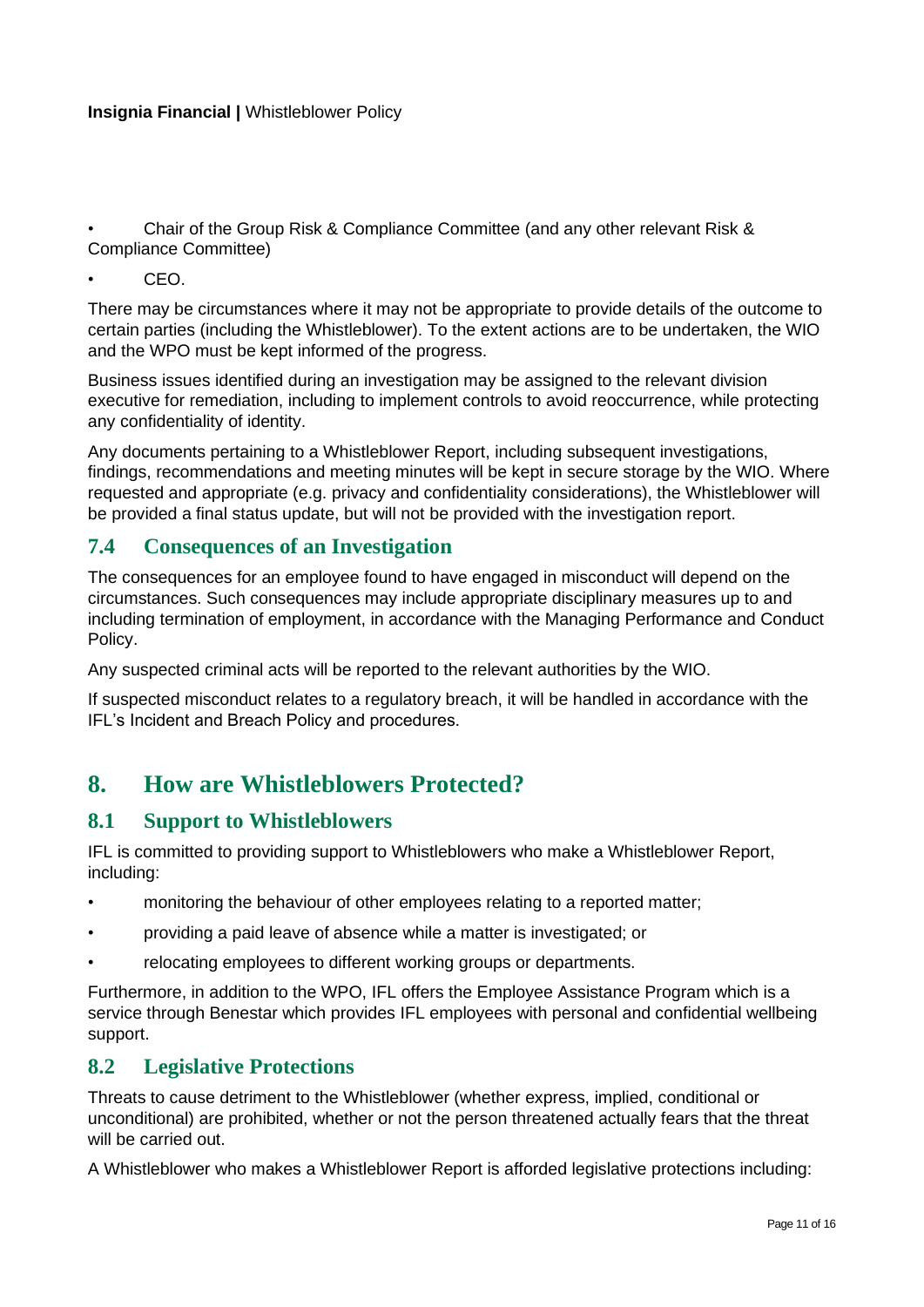- Chair of the Group Risk & Compliance Committee (and any other relevant Risk & Compliance Committee)
- CEO.

There may be circumstances where it may not be appropriate to provide details of the outcome to certain parties (including the Whistleblower). To the extent actions are to be undertaken, the WIO and the WPO must be kept informed of the progress.

Business issues identified during an investigation may be assigned to the relevant division executive for remediation, including to implement controls to avoid reoccurrence, while protecting any confidentiality of identity.

Any documents pertaining to a Whistleblower Report, including subsequent investigations, findings, recommendations and meeting minutes will be kept in secure storage by the WIO. Where requested and appropriate (e.g. privacy and confidentiality considerations), the Whistleblower will be provided a final status update, but will not be provided with the investigation report.

### 7.4 Consequences of an Investigation

The consequences for an employee found to have engaged in misconduct will depend on the circumstances. Such consequences may include appropriate disciplinary measures up to and including termination of employment, in accordance with the Managing Performance and Conduct Policy.

Any suspected criminal acts will be reported to the relevant authorities by the WIO.

If suspected misconduct relates to a regulatory breach, it will be handled in accordance with the IFL's Incident and Breach Policy and procedures.

## 8. How are Whistleblowers Protected?

### 8.1 Support to Whistleblowers

IFL is committed to providing support to Whistleblowers who make a Whistleblower Report, including:

- monitoring the behaviour of other employees relating to a reported matter;
- providing a paid leave of absence while a matter is investigated; or
- relocating employees to different working groups or departments.

Furthermore, in addition to the WPO, IFL offers the Employee Assistance Program which is a service through Benestar which provides IFL employees with personal and confidential wellbeing support.

### 8.2 Legislative Protections

Threats to cause detriment to the Whistleblower (whether express, implied, conditional or unconditional) are prohibited, whether or not the person threatened actually fears that the threat will be carried out.

A Whistleblower who makes a Whistleblower Report is afforded legislative protections including: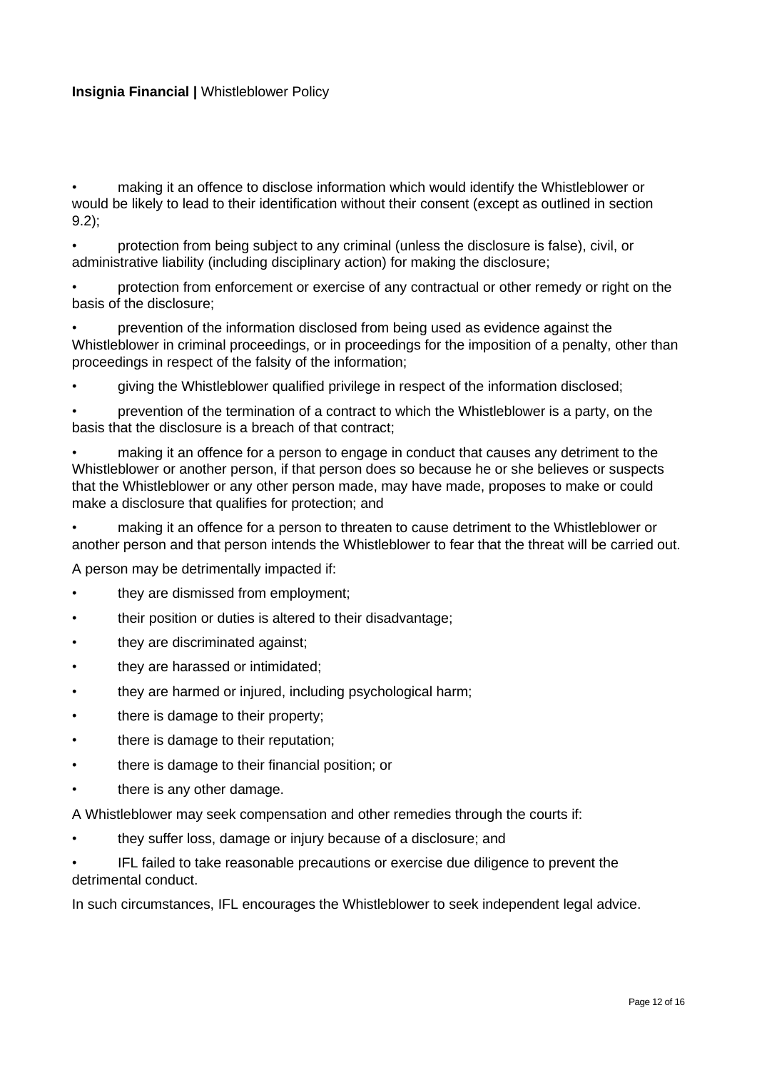- making it an offence to disclose information which would identify the Whistleblower or would be likely to lead to their identification without their consent (except as outlined in section 9.2);
- protection from being subject to any criminal (unless the disclosure is false), civil, or administrative liability (including disciplinary action) for making the disclosure;
- protection from enforcement or exercise of any contractual or other remedy or right on the basis of the disclosure;
- prevention of the information disclosed from being used as evidence against the Whistleblower in criminal proceedings, or in proceedings for the imposition of a penalty, other than proceedings in respect of the falsity of the information;
- giving the Whistleblower qualified privilege in respect of the information disclosed;
- prevention of the termination of a contract to which the Whistleblower is a party, on the basis that the disclosure is a breach of that contract;
- making it an offence for a person to engage in conduct that causes any detriment to the Whistleblower or another person, if that person does so because he or she believes or suspects that the Whistleblower or any other person made, may have made, proposes to make or could make a disclosure that qualifies for protection; and
- making it an offence for a person to threaten to cause detriment to the Whistleblower or another person and that person intends the Whistleblower to fear that the threat will be carried out.

A person may be detrimentally impacted if:

- they are dismissed from employment;
- their position or duties is altered to their disadvantage;
- they are discriminated against;
- they are harassed or intimidated;
- they are harmed or injured, including psychological harm;
- there is damage to their property;
- there is damage to their reputation;
- there is damage to their financial position; or
- there is any other damage.

A Whistleblower may seek compensation and other remedies through the courts if:

- they suffer loss, damage or injury because of a disclosure; and
- IFL failed to take reasonable precautions or exercise due diligence to prevent the detrimental conduct.

In such circumstances, IFL encourages the Whistleblower to seek independent legal advice.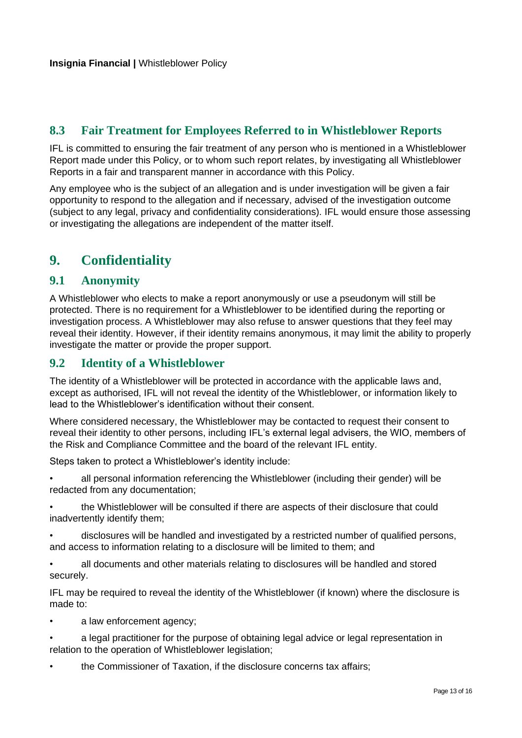### 8.3 Fair Treatment for Employees Referred to in Whistleblower Reports

IFL is committed to ensuring the fair treatment of any person who is mentioned in a Whistleblower Report made under this Policy, or to whom such report relates, by investigating all Whistleblower Reports in a fair and transparent manner in accordance with this Policy.

Any employee who is the subject of an allegation and is under investigation will be given a fair opportunity to respond to the allegation and if necessary, advised of the investigation outcome (subject to any legal, privacy and confidentiality considerations). IFL would ensure those assessing or investigating the allegations are independent of the matter itself.

## 9. Confidentiality

### 9.1 Anonymity

A Whistleblower who elects to make a report anonymously or use a pseudonym will still be protected. There is no requirement for a Whistleblower to be identified during the reporting or investigation process. A Whistleblower may also refuse to answer questions that they feel may reveal their identity. However, if their identity remains anonymous, it may limit the ability to properly investigate the matter or provide the proper support.

### 9.2 Identity of a Whistleblower

The identity of a Whistleblower will be protected in accordance with the applicable laws and, except as authorised, IFL will not reveal the identity of the Whistleblower, or information likely to lead to the Whistleblower's identification without their consent.

Where considered necessary, the Whistleblower may be contacted to request their consent to reveal their identity to other persons, including IFL's external legal advisers, the WIO, members of the Risk and Compliance Committee and the board of the relevant IFL entity.

Steps taken to protect a Whistleblower's identity include:

- all personal information referencing the Whistleblower (including their gender) will be redacted from any documentation;
- the Whistleblower will be consulted if there are aspects of their disclosure that could inadvertently identify them;
- disclosures will be handled and investigated by a restricted number of qualified persons, and access to information relating to a disclosure will be limited to them; and
- all documents and other materials relating to disclosures will be handled and stored securely.

IFL may be required to reveal the identity of the Whistleblower (if known) where the disclosure is made to:

- a law enforcement agency;
- a legal practitioner for the purpose of obtaining legal advice or legal representation in relation to the operation of Whistleblower legislation;
- the Commissioner of Taxation, if the disclosure concerns tax affairs;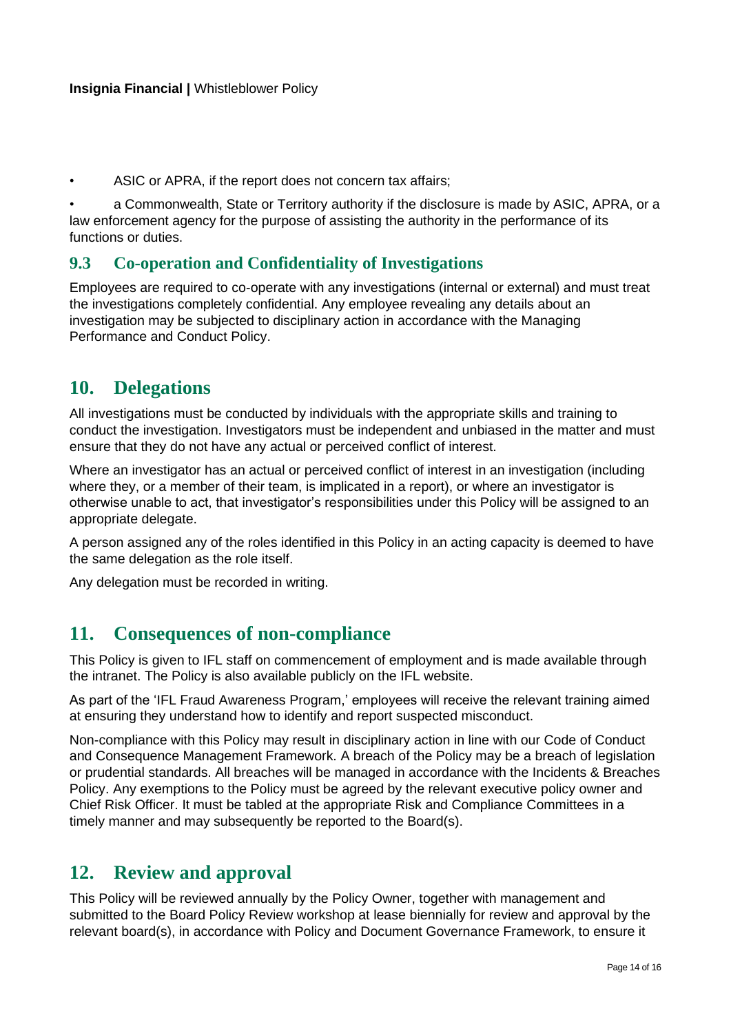- ASIC or APRA, if the report does not concern tax affairs;
- a Commonwealth, State or Territory authority if the disclosure is made by ASIC, APRA, or a law enforcement agency for the purpose of assisting the authority in the performance of its functions or duties.

### 9.3 Co-operation and Confidentiality of Investigations

Employees are required to co-operate with any investigations (internal or external) and must treat the investigations completely confidential. Any employee revealing any details about an investigation may be subjected to disciplinary action in accordance with the Managing Performance and Conduct Policy.

## 10. Delegations

All investigations must be conducted by individuals with the appropriate skills and training to conduct the investigation. Investigators must be independent and unbiased in the matter and must ensure that they do not have any actual or perceived conflict of interest.

Where an investigator has an actual or perceived conflict of interest in an investigation (including where they, or a member of their team, is implicated in a report), or where an investigator is otherwise unable to act, that investigator's responsibilities under this Policy will be assigned to an appropriate delegate.

A person assigned any of the roles identified in this Policy in an acting capacity is deemed to have the same delegation as the role itself.

Any delegation must be recorded in writing.

## 11. Consequences of non-compliance

This Policy is given to IFL staff on commencement of employment and is made available through the intranet. The Policy is also available publicly on the IFL website.

As part of the 'IFL Fraud Awareness Program,' employees will receive the relevant training aimed at ensuring they understand how to identify and report suspected misconduct.

Non-compliance with this Policy may result in disciplinary action in line with our Code of Conduct and Consequence Management Framework. A breach of the Policy may be a breach of legislation or prudential standards. All breaches will be managed in accordance with the Incidents & Breaches Policy. Any exemptions to the Policy must be agreed by the relevant executive policy owner and Chief Risk Officer. It must be tabled at the appropriate Risk and Compliance Committees in a timely manner and may subsequently be reported to the Board(s).

## 12. Review and approval

This Policy will be reviewed annually by the Policy Owner, together with management and submitted to the Board Policy Review workshop at lease biennially for review and approval by the relevant board(s), in accordance with Policy and Document Governance Framework, to ensure it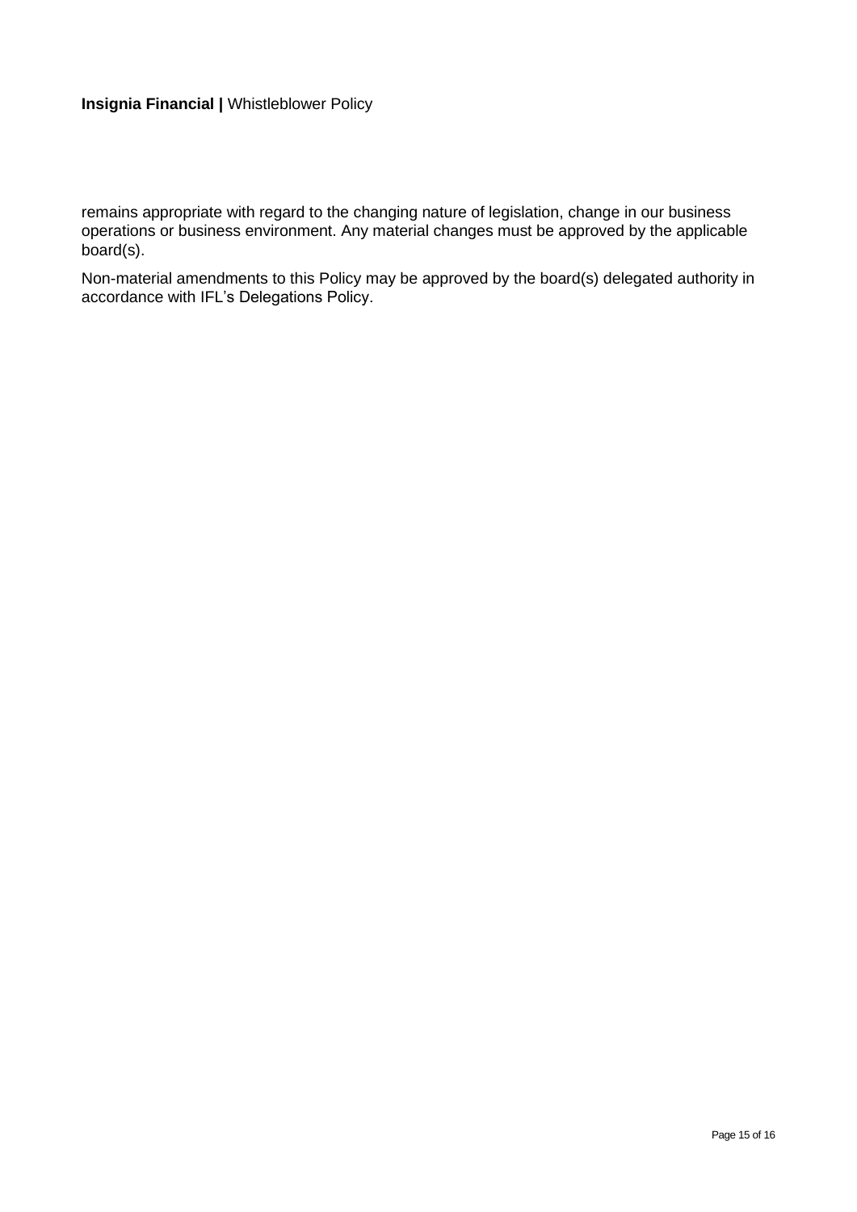remains appropriate with regard to the changing nature of legislation, change in our business operations or business environment. Any material changes must be approved by the applicable board(s).

Non-material amendments to this Policy may be approved by the board(s) delegated authority in accordance with IFL's Delegations Policy.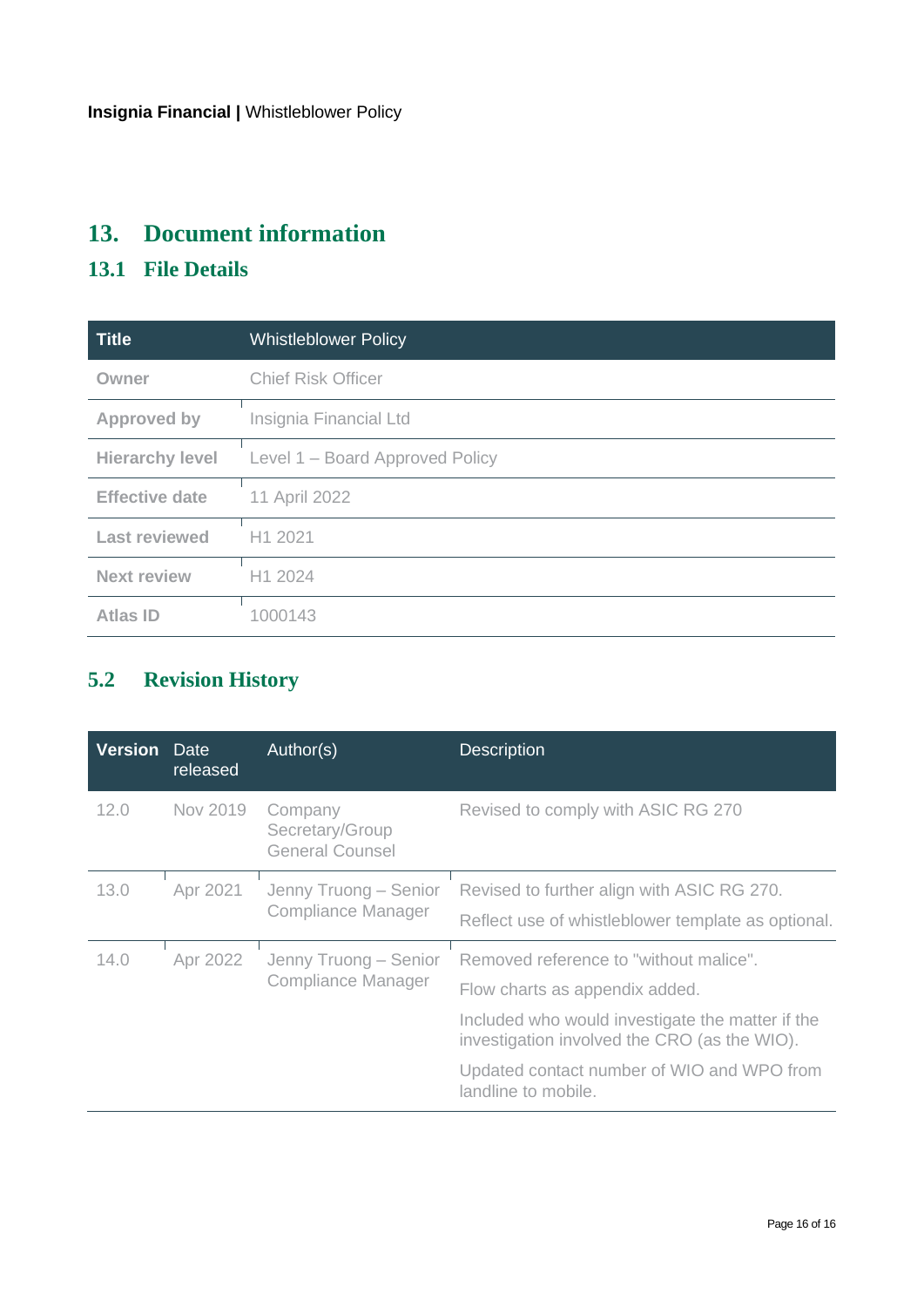# 13. Document information

## 13.1 File Details

| Title | Whistleblower Policy |
|---|---|
| Owner | Chief Risk Officer |
| Approved by | Insignia Financial Ltd |
| Hierarchy level | Level 1 – Board Approved Policy |
| Effective date | 11 April 2022 |
| Last reviewed | H1 2021 |
| Next review | H1 2024 |
| Atlas ID | 1000143 |

## 5.2 Revision History

| Version | Date released | Author(s) | Description |
|---|---|---|---|
| 12.0 | Nov 2019 | Company Secretary/Group General Counsel | Revised to comply with ASIC RG 270 |
| 13.0 | Apr 2021 | Jenny Truong – Senior Compliance Manager | Revised to further align with ASIC RG 270.<br><br>Reflect use of whistleblower template as optional. |
| 14.0 | Apr 2022 | Jenny Truong – Senior Compliance Manager | Removed reference to "without malice".<br><br>Flow charts as appendix added.<br><br>Included who would investigate the matter if the investigation involved the CRO (as the WIO).<br><br>Updated contact number of WIO and WPO from landline to mobile. |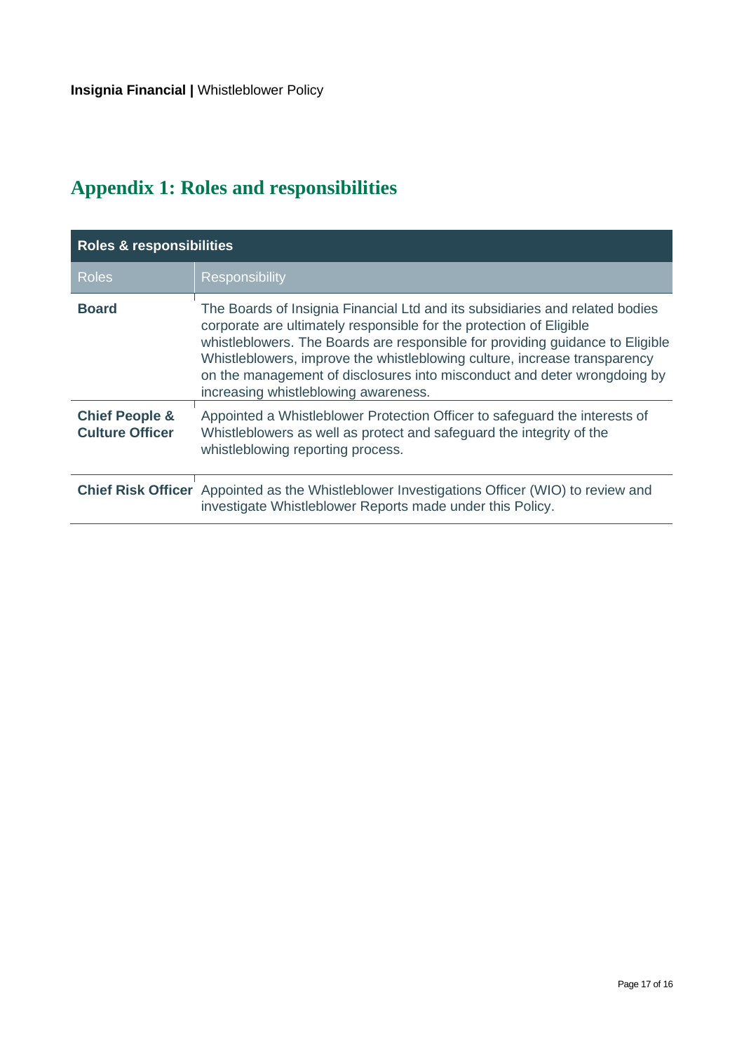## Appendix 1: Roles and responsibilities

| Roles & responsibilities | |
|---|---|
| Roles | Responsibility |
| **Board** | The Boards of Insignia Financial Ltd and its subsidiaries and related bodies corporate are ultimately responsible for the protection of Eligible whistleblowers. The Boards are responsible for providing guidance to Eligible Whistleblowers, improve the whistleblowing culture, increase transparency on the management of disclosures into misconduct and deter wrongdoing by increasing whistleblowing awareness. |
| **Chief People & Culture Officer** | Appointed a Whistleblower Protection Officer to safeguard the interests of Whistleblowers as well as protect and safeguard the integrity of the whistleblowing reporting process. |
| **Chief Risk Officer** | Appointed as the Whistleblower Investigations Officer (WIO) to review and investigate Whistleblower Reports made under this Policy. |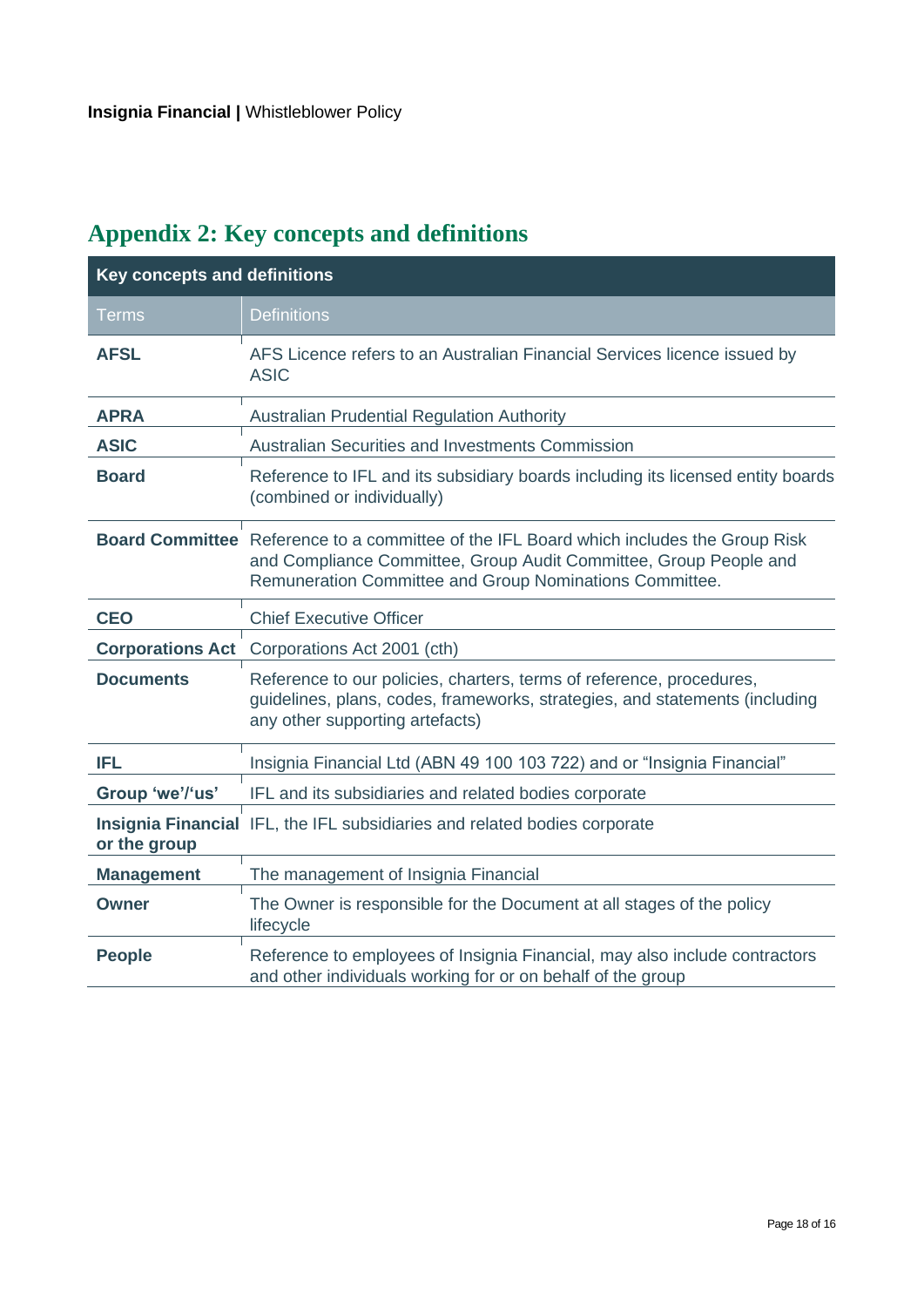## Appendix 2: Key concepts and definitions

| Key concepts and definitions | |
|---|---|
| Terms | Definitions |
| **AFSL** | AFS Licence refers to an Australian Financial Services licence issued by ASIC |
| **APRA** | Australian Prudential Regulation Authority |
| **ASIC** | Australian Securities and Investments Commission |
| **Board** | Reference to IFL and its subsidiary boards including its licensed entity boards (combined or individually) |
| **Board Committee** | Reference to a committee of the IFL Board which includes the Group Risk and Compliance Committee, Group Audit Committee, Group People and Remuneration Committee and Group Nominations Committee. |
| **CEO** | Chief Executive Officer |
| **Corporations Act** | Corporations Act 2001 (cth) |
| **Documents** | Reference to our policies, charters, terms of reference, procedures, guidelines, plans, codes, frameworks, strategies, and statements (including any other supporting artefacts) |
| **IFL** | Insignia Financial Ltd (ABN 49 100 103 722) and or "Insignia Financial" |
| **Group 'we'/'us'** | IFL and its subsidiaries and related bodies corporate |
| **Insignia Financial or the group** | IFL, the IFL subsidiaries and related bodies corporate |
| **Management** | The management of Insignia Financial |
| **Owner** | The Owner is responsible for the Document at all stages of the policy lifecycle |
| **People** | Reference to employees of Insignia Financial, may also include contractors and other individuals working for or on behalf of the group |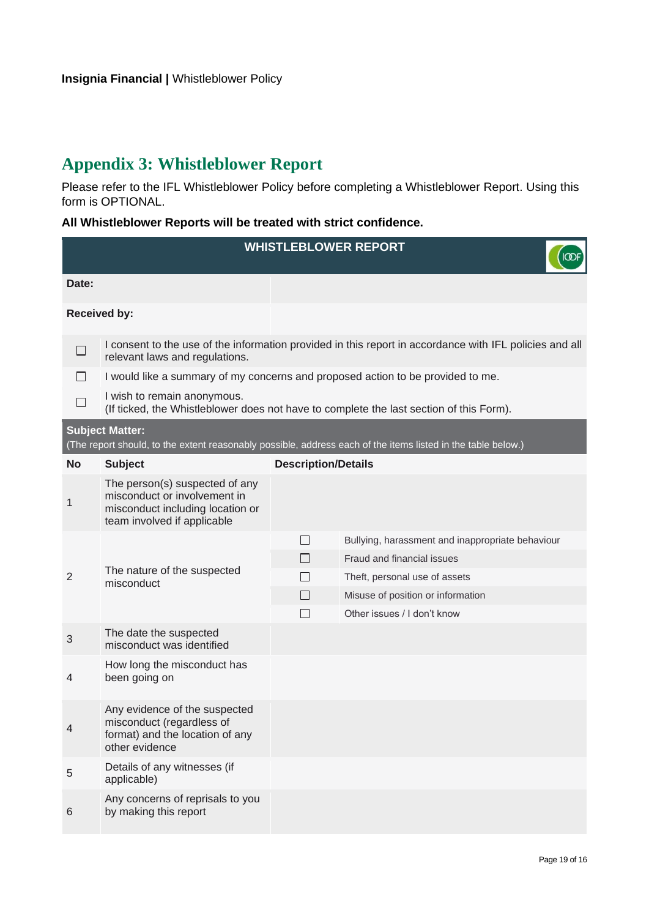## Appendix 3: Whistleblower Report

Please refer to the IFL Whistleblower Policy before completing a Whistleblower Report. Using this form is OPTIONAL.

**All Whistleblower Reports will be treated with strict confidence.**

| **WHISTLEBLOWER REPORT** | | | |
|---|---|---|---|
| **Date:** | | | |
| **Received by:** | | | |
| ☐ | I consent to the use of the information provided in this report in accordance with IFL policies and all relevant laws and regulations. | | |
| ☐ | I would like a summary of my concerns and proposed action to be provided to me. | | |
| ☐ | I wish to remain anonymous. (If ticked, the Whistleblower does not have to complete the last section of this Form). | | |
| **Subject Matter:** (The report should, to the extent reasonably possible, address each of the items listed in the table below.) | | | |
| **No** | **Subject** | **Description/Details** | |
| 1 | The person(s) suspected of any misconduct or involvement in misconduct including location or team involved if applicable | | |
| 2 | The nature of the suspected misconduct | ☐ | Bullying, harassment and inappropriate behaviour |
| | | ☐ | Fraud and financial issues |
| | | ☐ | Theft, personal use of assets |
| | | ☐ | Misuse of position or information |
| | | ☐ | Other issues / I don't know |
| 3 | The date the suspected misconduct was identified | | |
| 4 | How long the misconduct has been going on | | |
| 4 | Any evidence of the suspected misconduct (regardless of format) and the location of any other evidence | | |
| 5 | Details of any witnesses (if applicable) | | |
| 6 | Any concerns of reprisals to you by making this report | | |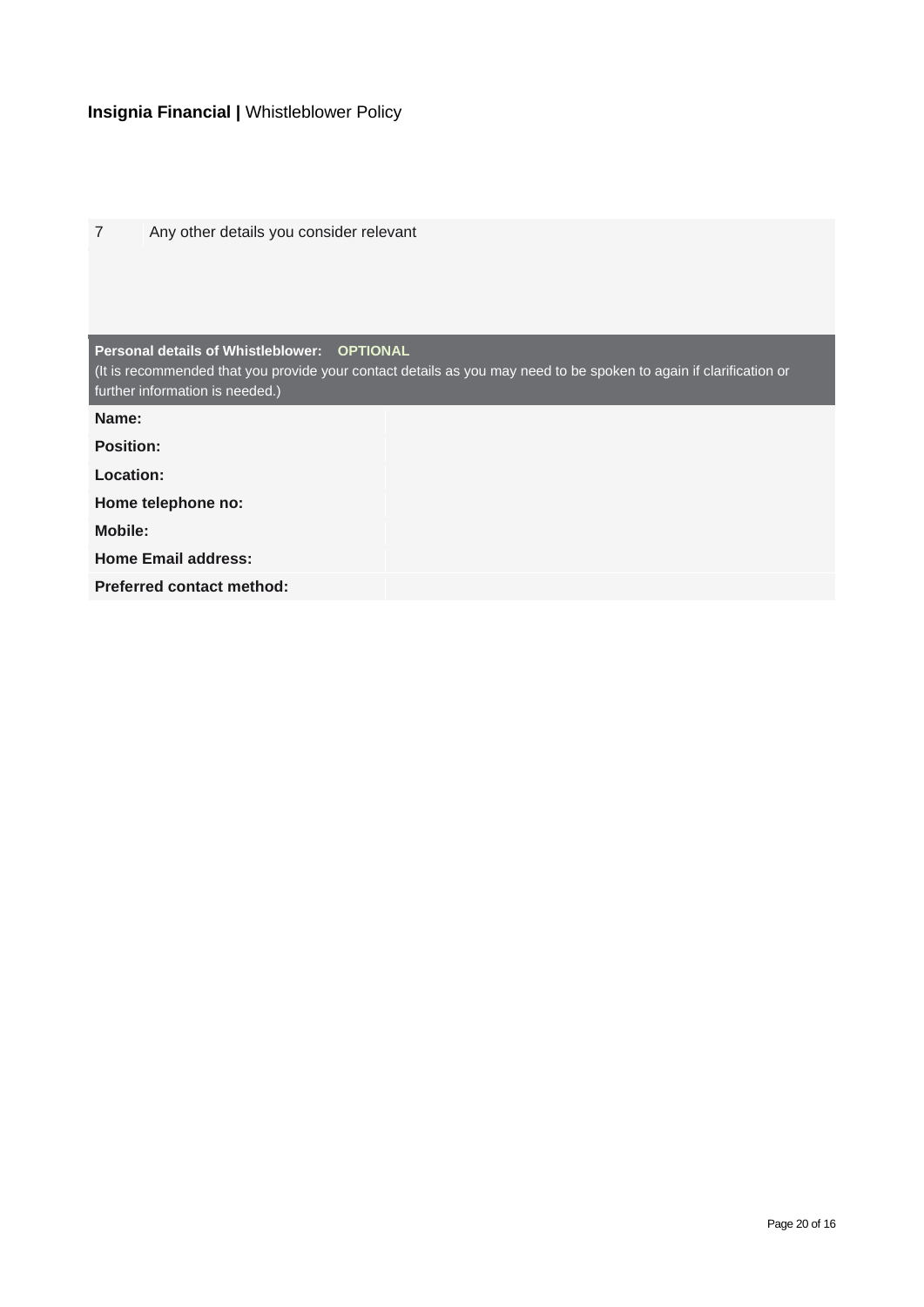| 7 | Any other details you consider relevant |
| --- | --- |
| | |

| **Personal details of Whistleblower: OPTIONAL** (It is recommended that you provide your contact details as you may need to be spoken to again if clarification or further information is needed.) | |
| --- | --- |
| **Name:** | |
| **Position:** | |
| **Location:** | |
| **Home telephone no:** | |
| **Mobile:** | |
| **Home Email address:** | |
| **Preferred contact method:** | |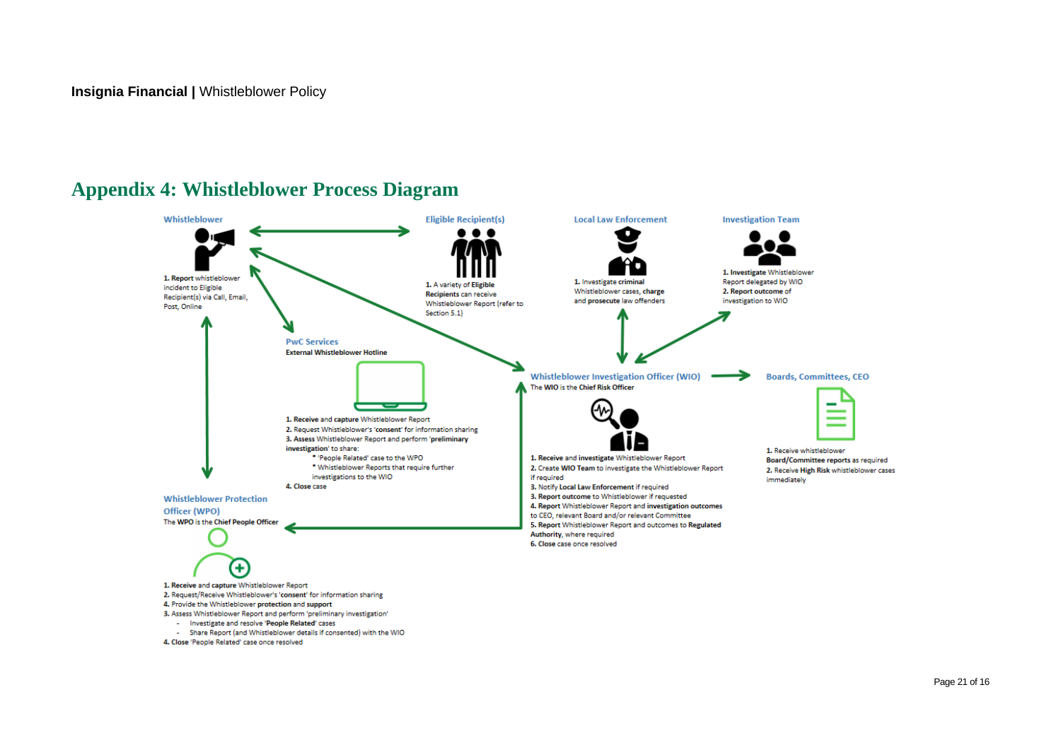## Appendix 4: Whistleblower Process Diagram

**Whistleblower**

1. **Report** whistleblower incident to Eligible Recipient(s) via Call, Email, Post, Online

**Eligible Recipient(s)**

1. A variety of **Eligible Recipients** can receive Whistleblower Report (refer to Section 5.1)

**Local Law Enforcement**

1. Investigate **criminal** Whistleblower cases, **charge** and **prosecute** law offenders

**Investigation Team**

1. **Investigate** Whistleblower Report delegated by WIO
2. **Report** outcome of investigation to WIO

**PwC Services**
**External Whistleblower Hotline**

1. **Receive** and **capture** Whistleblower Report
2. Request Whistleblower's '**consent**' for information sharing
3. **Assess** Whistleblower Report and perform '**preliminary investigation**' to share:
   - 'People Related' case to the WPO
   - Whistleblower Reports that require further investigations to the WIO
4. **Close** case

**Whistleblower Investigation Officer (WIO)**
The **WIO** is the **Chief Risk Officer**

1. **Receive** and **investigate** Whistleblower Report
2. Create **WIO Team** to investigate the Whistleblower Report if required
3. Notify **Local Law Enforcement** if required
3. **Report outcome** to Whistleblower if requested
4. **Report** Whistleblower Report and **investigation outcomes** to CEO, relevant Board and/or relevant Committee
5. **Report** Whistleblower Report and outcomes to **Regulated Authority**, where required
6. **Close** case once resolved

**Boards, Committees, CEO**

1. Receive whistleblower **Board/Committee reports** as required
2. Receive **High Risk** whistleblower cases immediately

**Whistleblower Protection Officer (WPO)**
The **WPO** is the **Chief People Officer**

1. **Receive** and **capture** Whistleblower Report
2. Request/Receive Whistleblower's '**consent**' for information sharing
4. Provide the Whistleblower **protection** and **support**
3. Assess Whistleblower Report and perform 'preliminary investigation'
   - Investigate and resolve '**People Related**' cases
   - Share Report (and Whistleblower details if consented) with the WIO
4. **Close** 'People Related' case once resolved